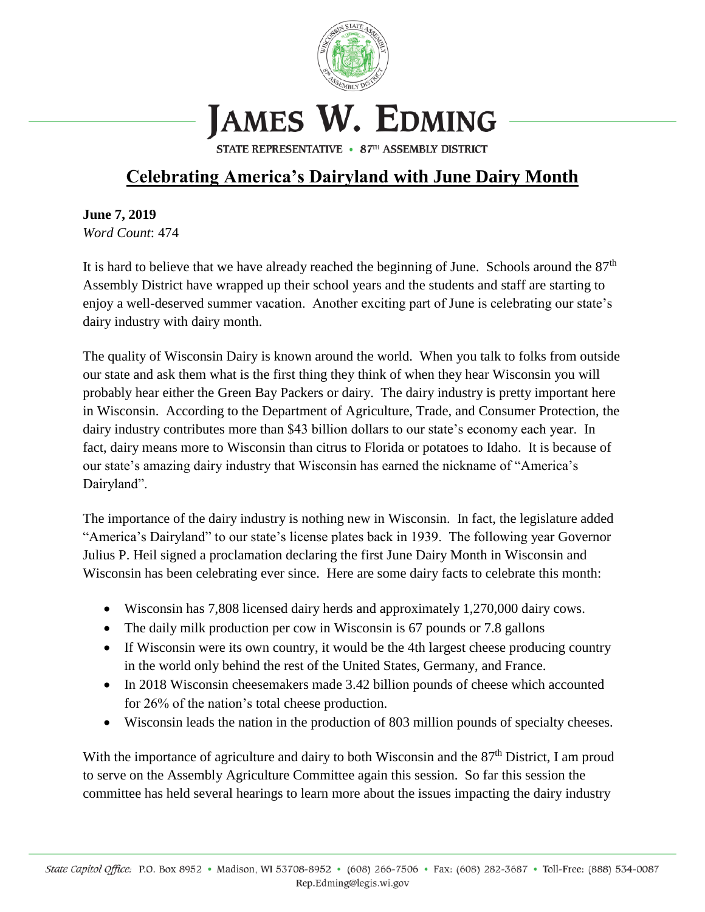# JAMES W. EDMING

STATE REPRESENTATIVE • 87TH ASSEMBLY DISTRICT

## Celebrating America's Dairyland with June Dairy Month

**June 7, 2019**
*Word Count*: 474

It is hard to believe that we have already reached the beginning of June. Schools around the 87th Assembly District have wrapped up their school years and the students and staff are starting to enjoy a well-deserved summer vacation. Another exciting part of June is celebrating our state's dairy industry with dairy month.

The quality of Wisconsin Dairy is known around the world. When you talk to folks from outside our state and ask them what is the first thing they think of when they hear Wisconsin you will probably hear either the Green Bay Packers or dairy. The dairy industry is pretty important here in Wisconsin. According to the Department of Agriculture, Trade, and Consumer Protection, the dairy industry contributes more than $43 billion dollars to our state's economy each year. In fact, dairy means more to Wisconsin than citrus to Florida or potatoes to Idaho. It is because of our state's amazing dairy industry that Wisconsin has earned the nickname of "America's Dairyland".

The importance of the dairy industry is nothing new in Wisconsin. In fact, the legislature added "America's Dairyland" to our state's license plates back in 1939. The following year Governor Julius P. Heil signed a proclamation declaring the first June Dairy Month in Wisconsin and Wisconsin has been celebrating ever since. Here are some dairy facts to celebrate this month:

- Wisconsin has 7,808 licensed dairy herds and approximately 1,270,000 dairy cows.
- The daily milk production per cow in Wisconsin is 67 pounds or 7.8 gallons
- If Wisconsin were its own country, it would be the 4th largest cheese producing country in the world only behind the rest of the United States, Germany, and France.
- In 2018 Wisconsin cheesemakers made 3.42 billion pounds of cheese which accounted for 26% of the nation's total cheese production.
- Wisconsin leads the nation in the production of 803 million pounds of specialty cheeses.

With the importance of agriculture and dairy to both Wisconsin and the 87th District, I am proud to serve on the Assembly Agriculture Committee again this session. So far this session the committee has held several hearings to learn more about the issues impacting the dairy industry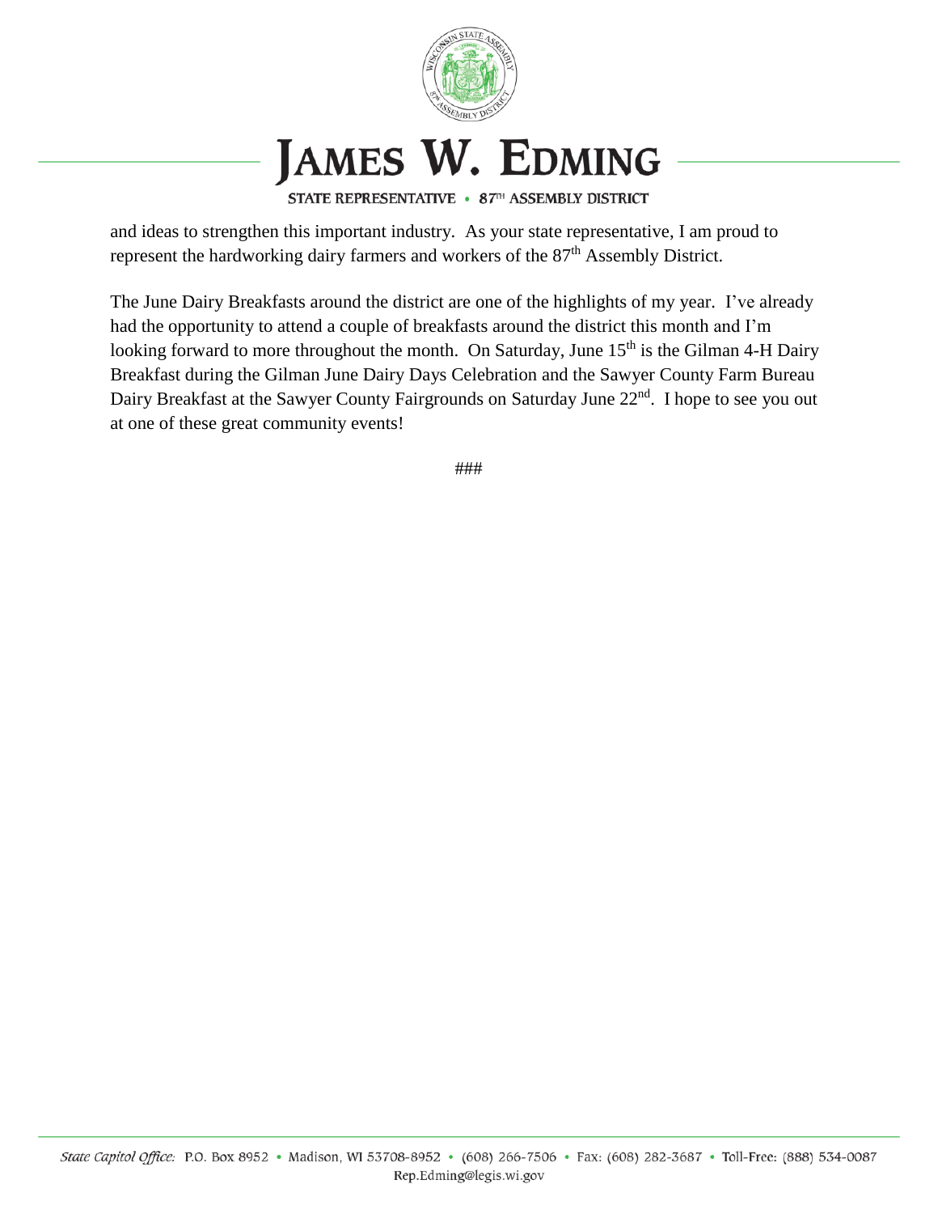and ideas to strengthen this important industry. As your state representative, I am proud to represent the hardworking dairy farmers and workers of the 87th Assembly District.

The June Dairy Breakfasts around the district are one of the highlights of my year. I've already had the opportunity to attend a couple of breakfasts around the district this month and I'm looking forward to more throughout the month. On Saturday, June 15th is the Gilman 4-H Dairy Breakfast during the Gilman June Dairy Days Celebration and the Sawyer County Farm Bureau Dairy Breakfast at the Sawyer County Fairgrounds on Saturday June 22nd. I hope to see you out at one of these great community events!

###